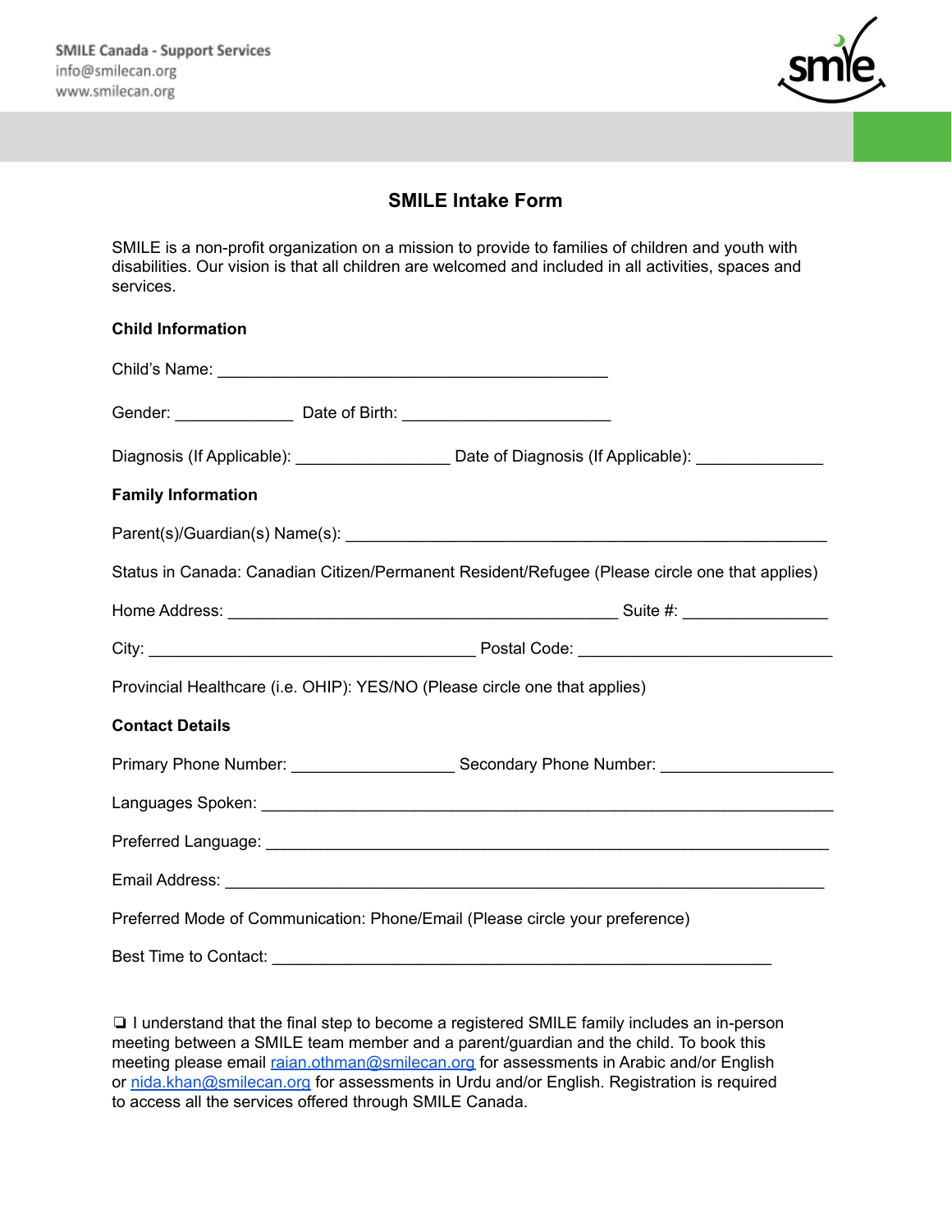SMILE Canada - Support Services
info@smilecan.org
www.smilecan.org

# SMILE Intake Form

SMILE is a non-profit organization on a mission to provide to families of children and youth with disabilities. Our vision is that all children are welcomed and included in all activities, spaces and services.

**Child Information**

Child's Name: ____________________________________________

Gender: _____________ Date of Birth: _______________________

Diagnosis (If Applicable): _________________ Date of Diagnosis (If Applicable): ______________

**Family Information**

Parent(s)/Guardian(s) Name(s): _____________________________________________________

Status in Canada: Canadian Citizen/Permanent Resident/Refugee (Please circle one that applies)

Home Address: ____________________________________________ Suite #: ________________

City: ____________________________________ Postal Code: _____________________________

Provincial Healthcare (i.e. OHIP): YES/NO (Please circle one that applies)

**Contact Details**

Primary Phone Number: __________________ Secondary Phone Number: ___________________

Languages Spoken: _______________________________________________________________

Preferred Language: ______________________________________________________________

Email Address: __________________________________________________________________

Preferred Mode of Communication: Phone/Email (Please circle your preference)

Best Time to Contact: _______________________________________________________

❏ I understand that the final step to become a registered SMILE family includes an in-person meeting between a SMILE team member and a parent/guardian and the child. To book this meeting please email raian.othman@smilecan.org for assessments in Arabic and/or English or nida.khan@smilecan.org for assessments in Urdu and/or English. Registration is required to access all the services offered through SMILE Canada.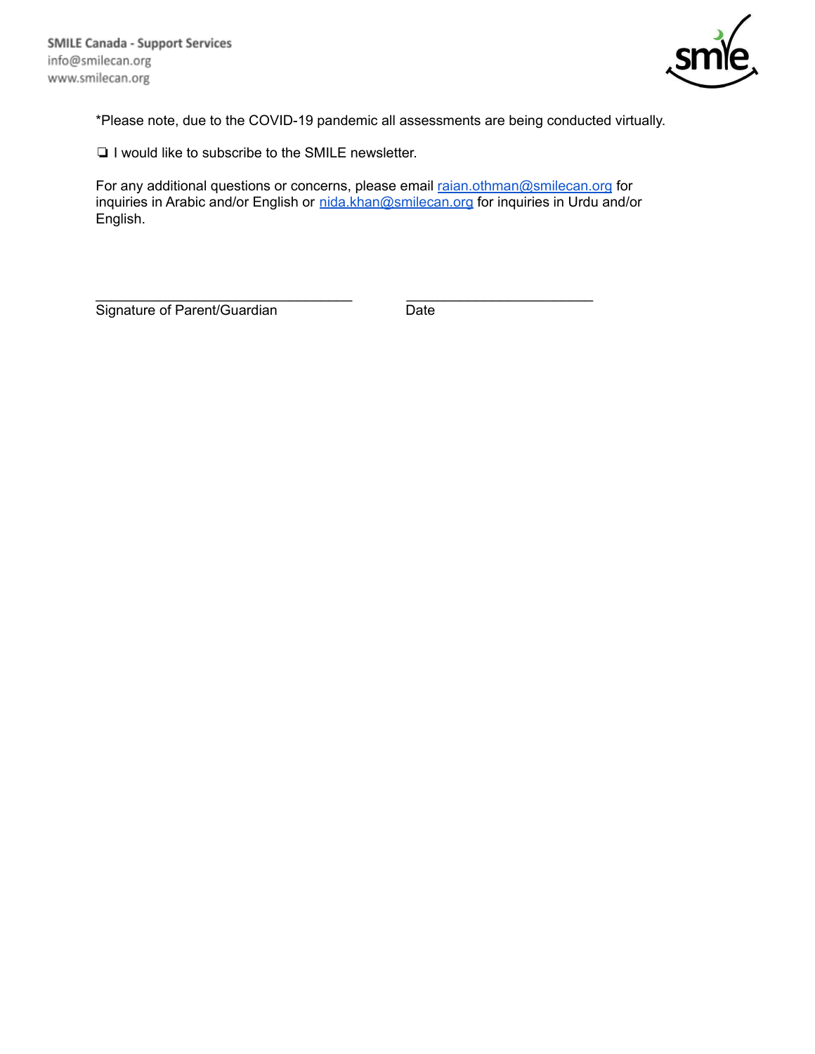*Please note, due to the COVID-19 pandemic all assessments are being conducted virtually.

❏ I would like to subscribe to the SMILE newsletter.

For any additional questions or concerns, please email raian.othman@smilecan.org for inquiries in Arabic and/or English or nida.khan@smilecan.org for inquiries in Urdu and/or English.

___________________________________ ________________________

Signature of Parent/Guardian Date